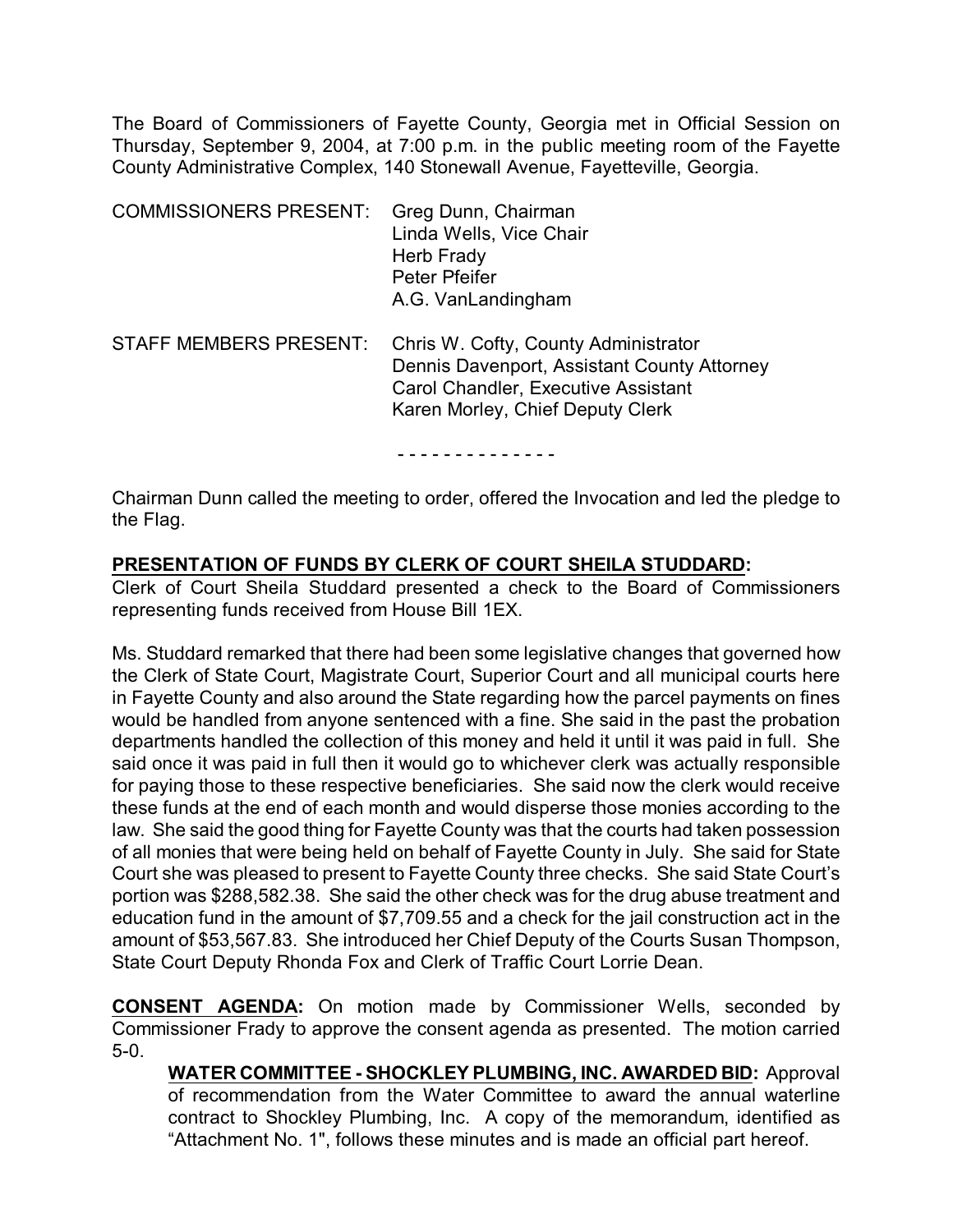The Board of Commissioners of Fayette County, Georgia met in Official Session on Thursday, September 9, 2004, at 7:00 p.m. in the public meeting room of the Fayette County Administrative Complex, 140 Stonewall Avenue, Fayetteville, Georgia.

| | |
|---|---|
| COMMISSIONERS PRESENT: | Greg Dunn, Chairman<br>Linda Wells, Vice Chair<br>Herb Frady<br>Peter Pfeifer<br>A.G. VanLandingham |
| STAFF MEMBERS PRESENT: | Chris W. Cofty, County Administrator<br>Dennis Davenport, Assistant County Attorney<br>Carol Chandler, Executive Assistant<br>Karen Morley, Chief Deputy Clerk |

- - - - - - - - - - - - - -

Chairman Dunn called the meeting to order, offered the Invocation and led the pledge to the Flag.

**PRESENTATION OF FUNDS BY CLERK OF COURT SHEILA STUDDARD:**
Clerk of Court Sheila Studdard presented a check to the Board of Commissioners representing funds received from House Bill 1EX.

Ms. Studdard remarked that there had been some legislative changes that governed how the Clerk of State Court, Magistrate Court, Superior Court and all municipal courts here in Fayette County and also around the State regarding how the parcel payments on fines would be handled from anyone sentenced with a fine. She said in the past the probation departments handled the collection of this money and held it until it was paid in full. She said once it was paid in full then it would go to whichever clerk was actually responsible for paying those to these respective beneficiaries. She said now the clerk would receive these funds at the end of each month and would disperse those monies according to the law. She said the good thing for Fayette County was that the courts had taken possession of all monies that were being held on behalf of Fayette County in July. She said for State Court she was pleased to present to Fayette County three checks. She said State Court's portion was $288,582.38. She said the other check was for the drug abuse treatment and education fund in the amount of $7,709.55 and a check for the jail construction act in the amount of $53,567.83. She introduced her Chief Deputy of the Courts Susan Thompson, State Court Deputy Rhonda Fox and Clerk of Traffic Court Lorrie Dean.

**CONSENT AGENDA:** On motion made by Commissioner Wells, seconded by Commissioner Frady to approve the consent agenda as presented. The motion carried 5-0.

**WATER COMMITTEE - SHOCKLEY PLUMBING, INC. AWARDED BID:** Approval of recommendation from the Water Committee to award the annual waterline contract to Shockley Plumbing, Inc. A copy of the memorandum, identified as "Attachment No. 1", follows these minutes and is made an official part hereof.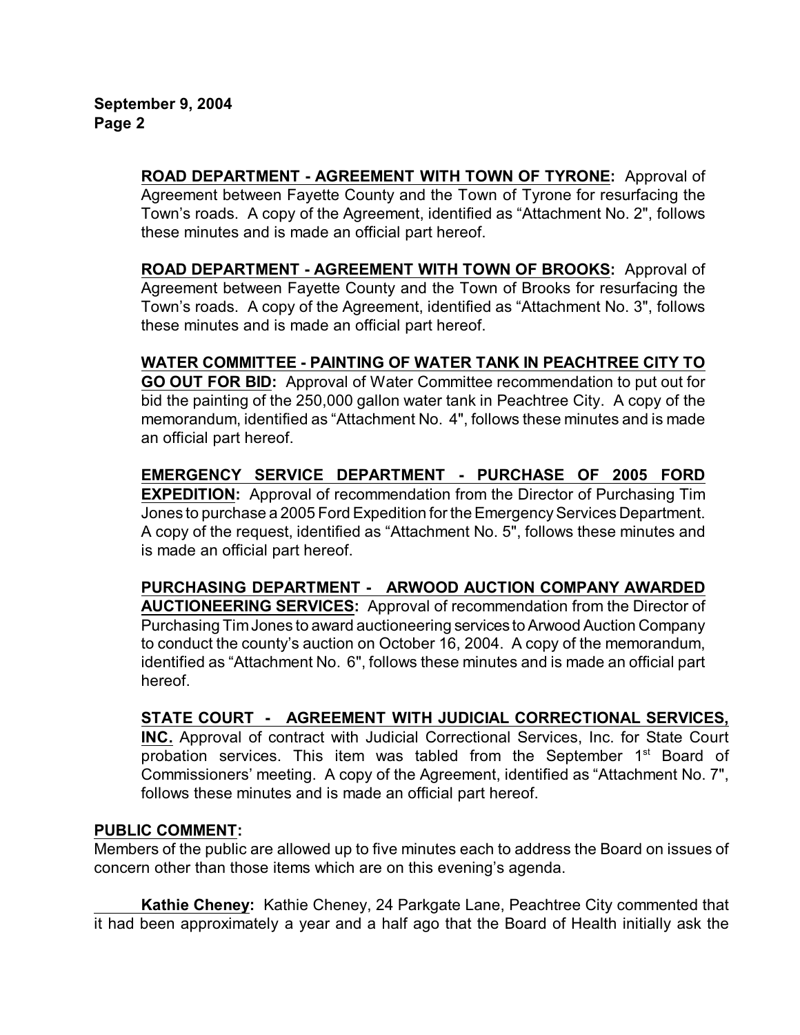**ROAD DEPARTMENT - AGREEMENT WITH TOWN OF TYRONE:** Approval of Agreement between Fayette County and the Town of Tyrone for resurfacing the Town's roads. A copy of the Agreement, identified as "Attachment No. 2", follows these minutes and is made an official part hereof.

**ROAD DEPARTMENT - AGREEMENT WITH TOWN OF BROOKS:** Approval of Agreement between Fayette County and the Town of Brooks for resurfacing the Town's roads. A copy of the Agreement, identified as "Attachment No. 3", follows these minutes and is made an official part hereof.

**WATER COMMITTEE - PAINTING OF WATER TANK IN PEACHTREE CITY TO GO OUT FOR BID:** Approval of Water Committee recommendation to put out for bid the painting of the 250,000 gallon water tank in Peachtree City. A copy of the memorandum, identified as "Attachment No. 4", follows these minutes and is made an official part hereof.

**EMERGENCY SERVICE DEPARTMENT - PURCHASE OF 2005 FORD EXPEDITION:** Approval of recommendation from the Director of Purchasing Tim Jones to purchase a 2005 Ford Expedition for the Emergency Services Department. A copy of the request, identified as "Attachment No. 5", follows these minutes and is made an official part hereof.

**PURCHASING DEPARTMENT - ARWOOD AUCTION COMPANY AWARDED AUCTIONEERING SERVICES:** Approval of recommendation from the Director of Purchasing Tim Jones to award auctioneering services to Arwood Auction Company to conduct the county's auction on October 16, 2004. A copy of the memorandum, identified as "Attachment No. 6", follows these minutes and is made an official part hereof.

**STATE COURT - AGREEMENT WITH JUDICIAL CORRECTIONAL SERVICES, INC.** Approval of contract with Judicial Correctional Services, Inc. for State Court probation services. This item was tabled from the September 1st Board of Commissioners' meeting. A copy of the Agreement, identified as "Attachment No. 7", follows these minutes and is made an official part hereof.

**PUBLIC COMMENT:**

Members of the public are allowed up to five minutes each to address the Board on issues of concern other than those items which are on this evening's agenda.

**Kathie Cheney:** Kathie Cheney, 24 Parkgate Lane, Peachtree City commented that it had been approximately a year and a half ago that the Board of Health initially ask the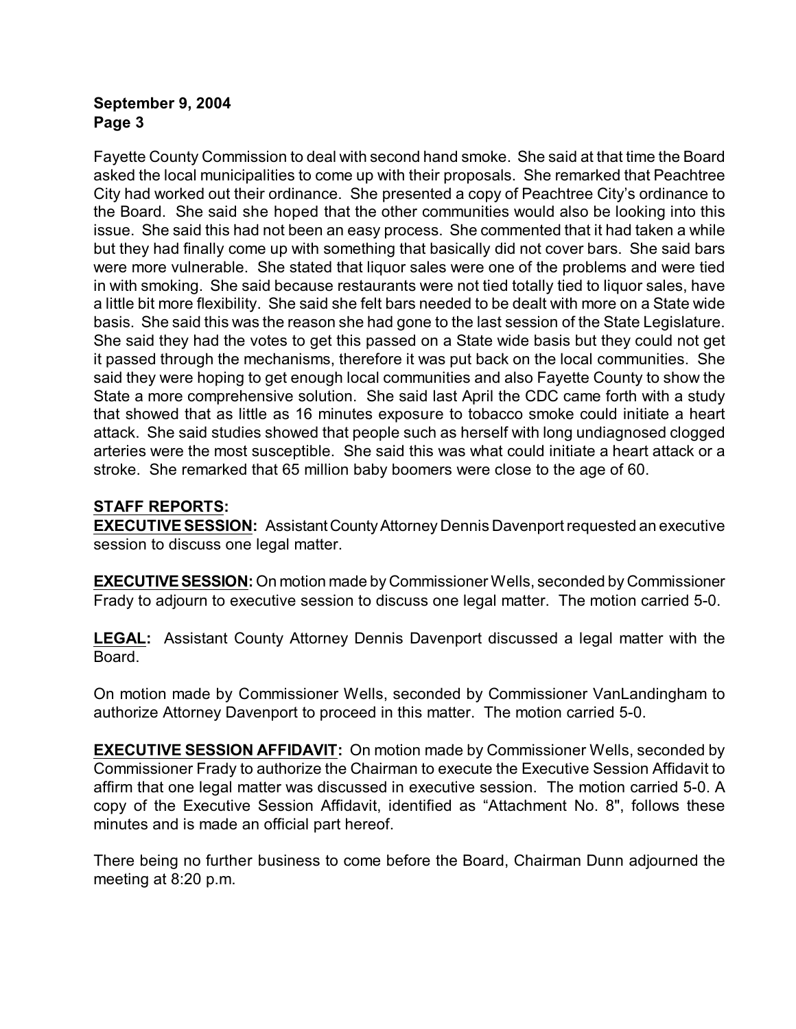Fayette County Commission to deal with second hand smoke. She said at that time the Board asked the local municipalities to come up with their proposals. She remarked that Peachtree City had worked out their ordinance. She presented a copy of Peachtree City's ordinance to the Board. She said she hoped that the other communities would also be looking into this issue. She said this had not been an easy process. She commented that it had taken a while but they had finally come up with something that basically did not cover bars. She said bars were more vulnerable. She stated that liquor sales were one of the problems and were tied in with smoking. She said because restaurants were not tied totally tied to liquor sales, have a little bit more flexibility. She said she felt bars needed to be dealt with more on a State wide basis. She said this was the reason she had gone to the last session of the State Legislature. She said they had the votes to get this passed on a State wide basis but they could not get it passed through the mechanisms, therefore it was put back on the local communities. She said they were hoping to get enough local communities and also Fayette County to show the State a more comprehensive solution. She said last April the CDC came forth with a study that showed that as little as 16 minutes exposure to tobacco smoke could initiate a heart attack. She said studies showed that people such as herself with long undiagnosed clogged arteries were the most susceptible. She said this was what could initiate a heart attack or a stroke. She remarked that 65 million baby boomers were close to the age of 60.

**STAFF REPORTS:**

**EXECUTIVE SESSION:** Assistant County Attorney Dennis Davenport requested an executive session to discuss one legal matter.

**EXECUTIVE SESSION:** On motion made by Commissioner Wells, seconded by Commissioner Frady to adjourn to executive session to discuss one legal matter. The motion carried 5-0.

**LEGAL:** Assistant County Attorney Dennis Davenport discussed a legal matter with the Board.

On motion made by Commissioner Wells, seconded by Commissioner VanLandingham to authorize Attorney Davenport to proceed in this matter. The motion carried 5-0.

**EXECUTIVE SESSION AFFIDAVIT:** On motion made by Commissioner Wells, seconded by Commissioner Frady to authorize the Chairman to execute the Executive Session Affidavit to affirm that one legal matter was discussed in executive session. The motion carried 5-0. A copy of the Executive Session Affidavit, identified as "Attachment No. 8", follows these minutes and is made an official part hereof.

There being no further business to come before the Board, Chairman Dunn adjourned the meeting at 8:20 p.m.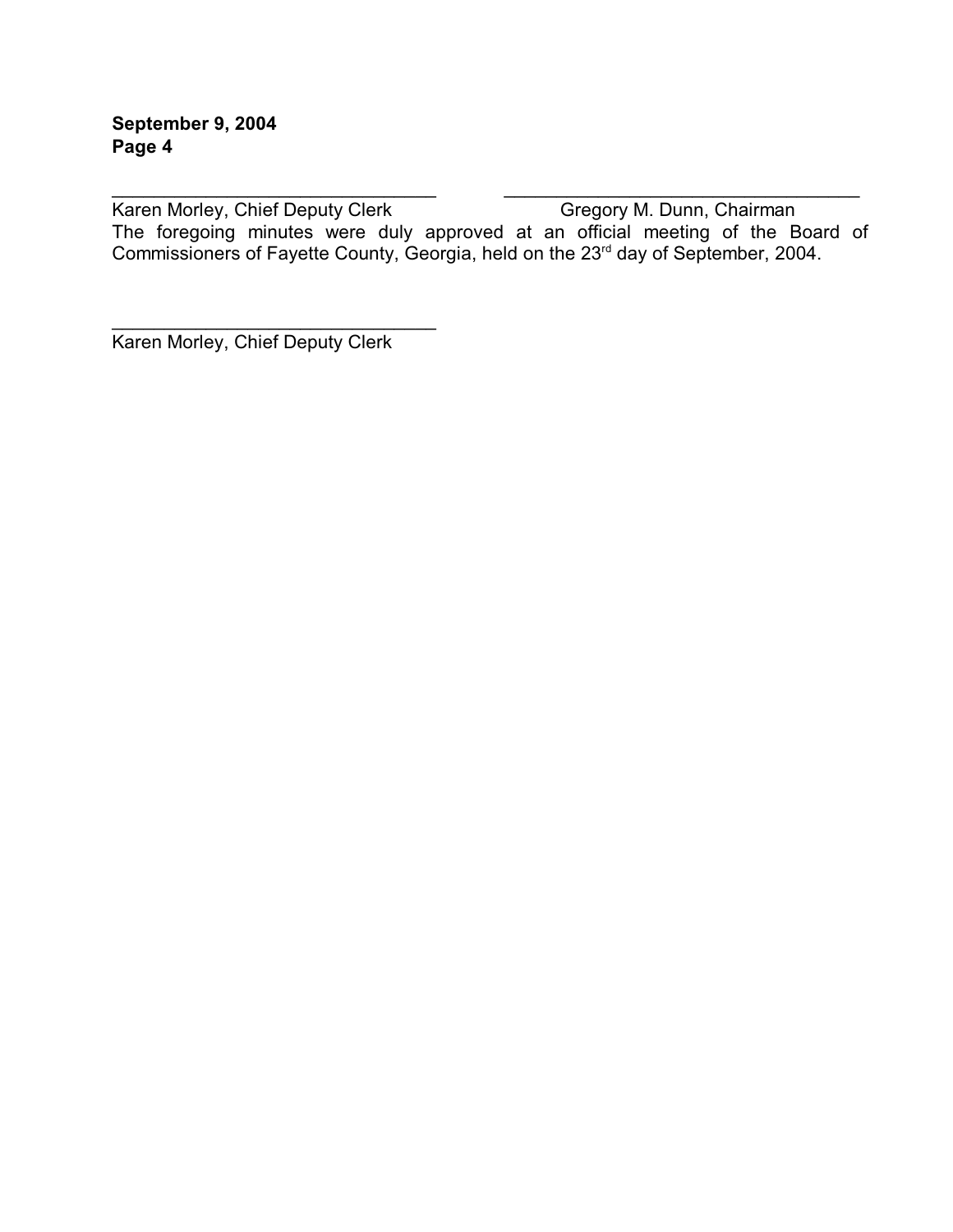\_\_\_\_\_\_\_\_\_\_\_\_\_\_\_\_\_\_\_\_\_\_\_\_\_\_\_\_\_\_\_\_\_ \_\_\_\_\_\_\_\_\_\_\_\_\_\_\_\_\_\_\_\_\_\_\_\_\_\_\_\_\_\_\_\_\_\_\_\_

Karen Morley, Chief Deputy Clerk Gregory M. Dunn, Chairman

The foregoing minutes were duly approved at an official meeting of the Board of Commissioners of Fayette County, Georgia, held on the 23rd day of September, 2004.

\_\_\_\_\_\_\_\_\_\_\_\_\_\_\_\_\_\_\_\_\_\_\_\_\_\_\_\_\_\_\_\_\_

Karen Morley, Chief Deputy Clerk